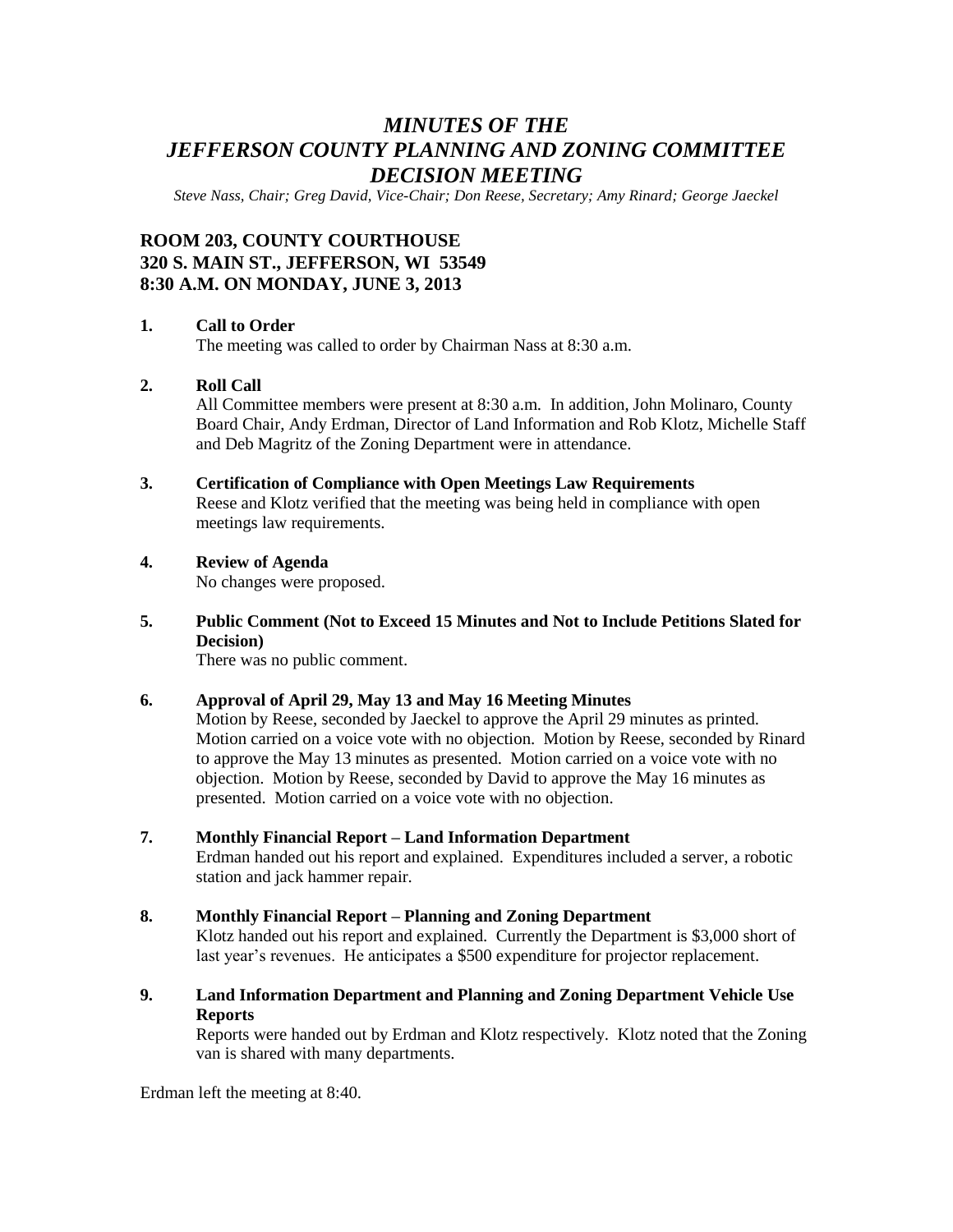# *MINUTES OF THE JEFFERSON COUNTY PLANNING AND ZONING COMMITTEE DECISION MEETING*

*Steve Nass, Chair; Greg David, Vice-Chair; Don Reese, Secretary; Amy Rinard; George Jaeckel*

## ROOM 203, COUNTY COURTHOUSE
## 320 S. MAIN ST., JEFFERSON, WI 53549
## 8:30 A.M. ON MONDAY, JUNE 3, 2013

**1. Call to Order**

The meeting was called to order by Chairman Nass at 8:30 a.m.

**2. Roll Call**

All Committee members were present at 8:30 a.m. In addition, John Molinaro, County Board Chair, Andy Erdman, Director of Land Information and Rob Klotz, Michelle Staff and Deb Magritz of the Zoning Department were in attendance.

**3. Certification of Compliance with Open Meetings Law Requirements**

Reese and Klotz verified that the meeting was being held in compliance with open meetings law requirements.

**4. Review of Agenda**

No changes were proposed.

**5. Public Comment (Not to Exceed 15 Minutes and Not to Include Petitions Slated for Decision)**

There was no public comment.

**6. Approval of April 29, May 13 and May 16 Meeting Minutes**

Motion by Reese, seconded by Jaeckel to approve the April 29 minutes as printed. Motion carried on a voice vote with no objection. Motion by Reese, seconded by Rinard to approve the May 13 minutes as presented. Motion carried on a voice vote with no objection. Motion by Reese, seconded by David to approve the May 16 minutes as presented. Motion carried on a voice vote with no objection.

**7. Monthly Financial Report – Land Information Department**

Erdman handed out his report and explained. Expenditures included a server, a robotic station and jack hammer repair.

**8. Monthly Financial Report – Planning and Zoning Department**

Klotz handed out his report and explained. Currently the Department is $3,000 short of last year's revenues. He anticipates a $500 expenditure for projector replacement.

**9. Land Information Department and Planning and Zoning Department Vehicle Use Reports**

Reports were handed out by Erdman and Klotz respectively. Klotz noted that the Zoning van is shared with many departments.

Erdman left the meeting at 8:40.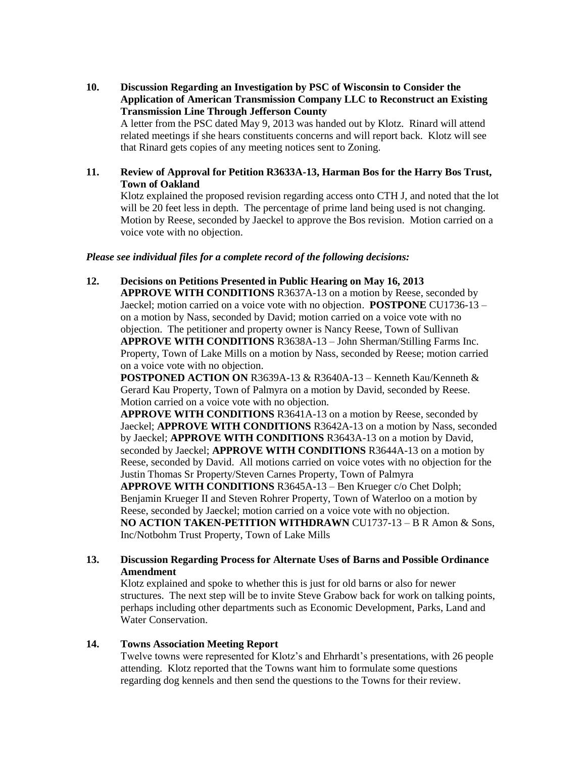**10. Discussion Regarding an Investigation by PSC of Wisconsin to Consider the Application of American Transmission Company LLC to Reconstruct an Existing Transmission Line Through Jefferson County**

A letter from the PSC dated May 9, 2013 was handed out by Klotz. Rinard will attend related meetings if she hears constituents concerns and will report back. Klotz will see that Rinard gets copies of any meeting notices sent to Zoning.

**11. Review of Approval for Petition R3633A-13, Harman Bos for the Harry Bos Trust, Town of Oakland**

Klotz explained the proposed revision regarding access onto CTH J, and noted that the lot will be 20 feet less in depth. The percentage of prime land being used is not changing. Motion by Reese, seconded by Jaeckel to approve the Bos revision. Motion carried on a voice vote with no objection.

***Please see individual files for a complete record of the following decisions:***

**12. Decisions on Petitions Presented in Public Hearing on May 16, 2013**

**APPROVE WITH CONDITIONS** R3637A-13 on a motion by Reese, seconded by Jaeckel; motion carried on a voice vote with no objection. **POSTPONE** CU1736-13 – on a motion by Nass, seconded by David; motion carried on a voice vote with no objection. The petitioner and property owner is Nancy Reese, Town of Sullivan

**APPROVE WITH CONDITIONS** R3638A-13 – John Sherman/Stilling Farms Inc. Property, Town of Lake Mills on a motion by Nass, seconded by Reese; motion carried on a voice vote with no objection.

**POSTPONED ACTION ON** R3639A-13 & R3640A-13 – Kenneth Kau/Kenneth & Gerard Kau Property, Town of Palmyra on a motion by David, seconded by Reese. Motion carried on a voice vote with no objection.

**APPROVE WITH CONDITIONS** R3641A-13 on a motion by Reese, seconded by Jaeckel; **APPROVE WITH CONDITIONS** R3642A-13 on a motion by Nass, seconded by Jaeckel; **APPROVE WITH CONDITIONS** R3643A-13 on a motion by David, seconded by Jaeckel; **APPROVE WITH CONDITIONS** R3644A-13 on a motion by Reese, seconded by David. All motions carried on voice votes with no objection for the Justin Thomas Sr Property/Steven Carnes Property, Town of Palmyra

**APPROVE WITH CONDITIONS** R3645A-13 – Ben Krueger c/o Chet Dolph; Benjamin Krueger II and Steven Rohrer Property, Town of Waterloo on a motion by Reese, seconded by Jaeckel; motion carried on a voice vote with no objection.

**NO ACTION TAKEN-PETITION WITHDRAWN** CU1737-13 – B R Amon & Sons, Inc/Notbohm Trust Property, Town of Lake Mills

**13. Discussion Regarding Process for Alternate Uses of Barns and Possible Ordinance Amendment**

Klotz explained and spoke to whether this is just for old barns or also for newer structures. The next step will be to invite Steve Grabow back for work on talking points, perhaps including other departments such as Economic Development, Parks, Land and Water Conservation.

**14. Towns Association Meeting Report**

Twelve towns were represented for Klotz's and Ehrhardt's presentations, with 26 people attending. Klotz reported that the Towns want him to formulate some questions regarding dog kennels and then send the questions to the Towns for their review.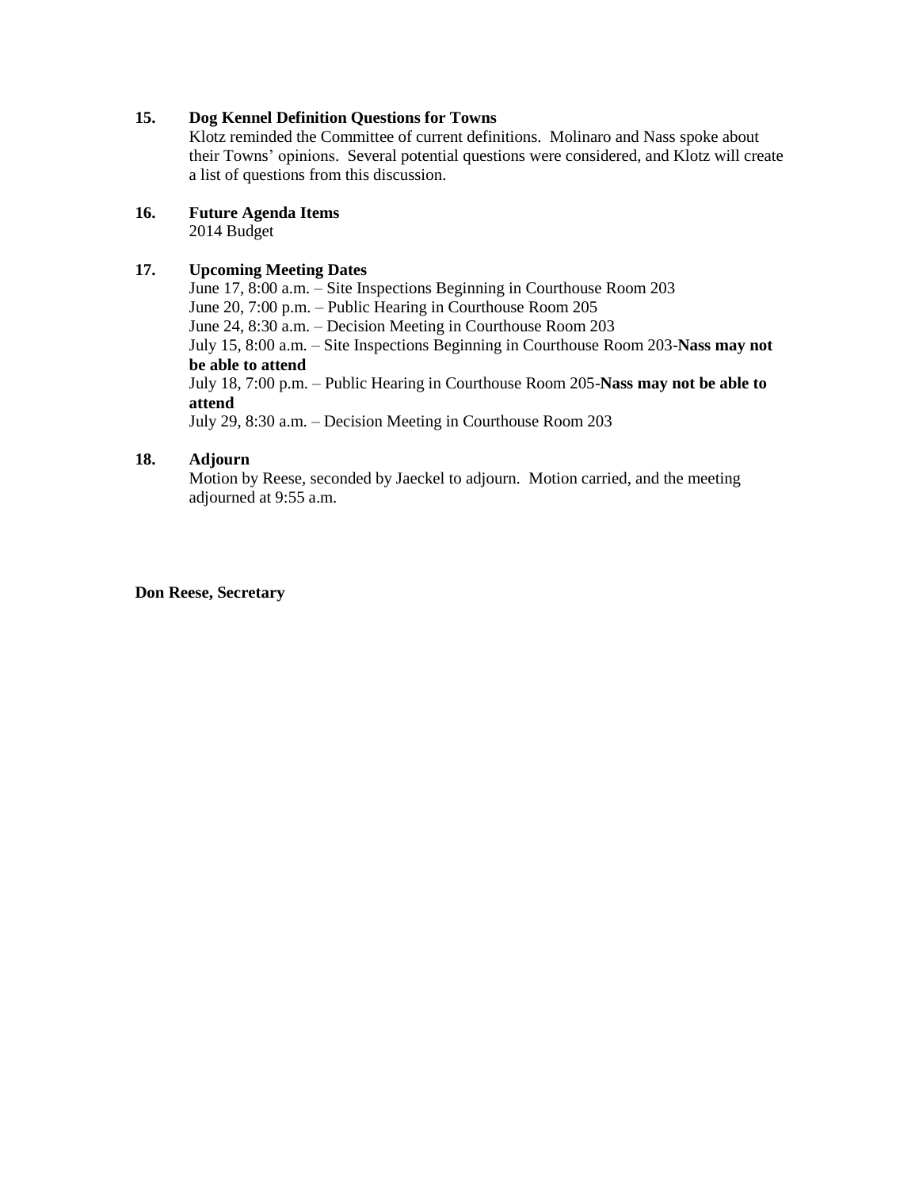**15. Dog Kennel Definition Questions for Towns**

Klotz reminded the Committee of current definitions. Molinaro and Nass spoke about their Towns' opinions. Several potential questions were considered, and Klotz will create a list of questions from this discussion.

**16. Future Agenda Items**

2014 Budget

**17. Upcoming Meeting Dates**

June 17, 8:00 a.m. – Site Inspections Beginning in Courthouse Room 203
June 20, 7:00 p.m. – Public Hearing in Courthouse Room 205
June 24, 8:30 a.m. – Decision Meeting in Courthouse Room 203
July 15, 8:00 a.m. – Site Inspections Beginning in Courthouse Room 203-**Nass may not be able to attend**
July 18, 7:00 p.m. – Public Hearing in Courthouse Room 205-**Nass may not be able to attend**
July 29, 8:30 a.m. – Decision Meeting in Courthouse Room 203

**18. Adjourn**

Motion by Reese, seconded by Jaeckel to adjourn. Motion carried, and the meeting adjourned at 9:55 a.m.

**Don Reese, Secretary**